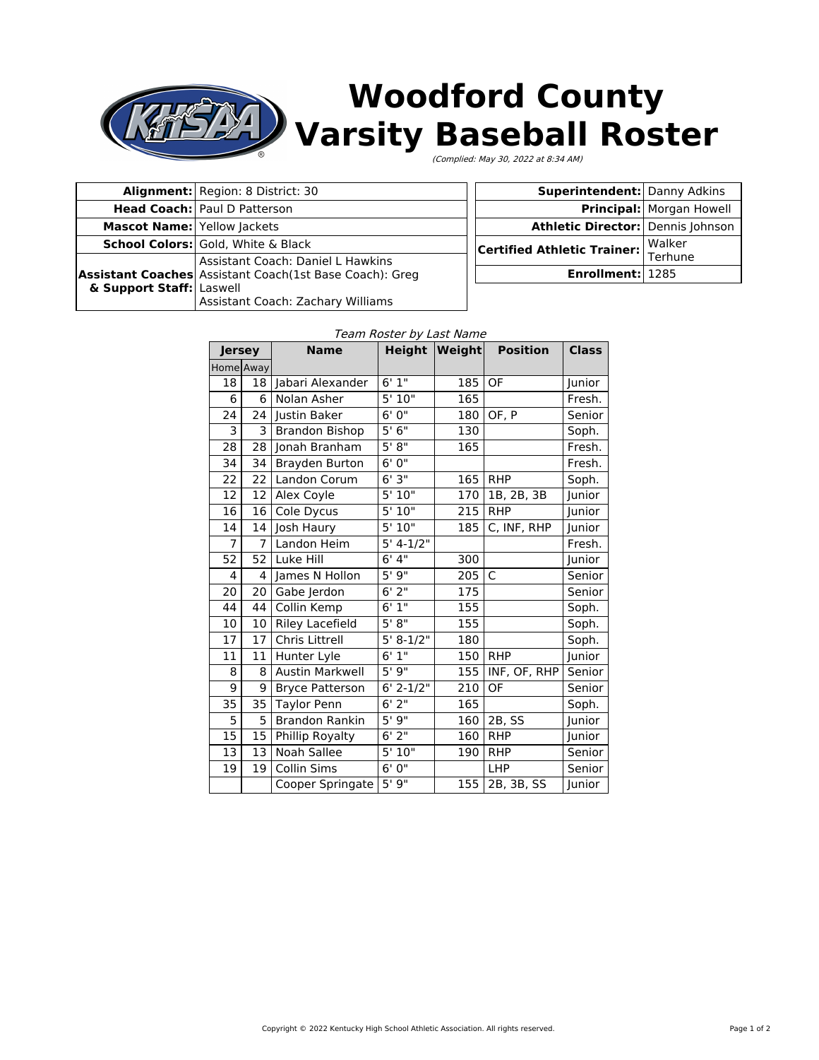# Woodford County Varsity Baseball Roster

*(Complied: May 30, 2022 at 8:34 AM)*

| | |
|---|---|
| **Alignment:** | Region: 8 District: 30 |
| **Head Coach:** | Paul D Patterson |
| **Mascot Name:** | Yellow Jackets |
| **School Colors:** | Gold, White & Black |
| **Assistant Coaches & Support Staff:** | Assistant Coach: Daniel L Hawkins<br>Assistant Coach(1st Base Coach): Greg Laswell<br>Assistant Coach: Zachary Williams |

| | |
|---|---|
| **Superintendent:** | Danny Adkins |
| **Principal:** | Morgan Howell |
| **Athletic Director:** | Dennis Johnson |
| **Certified Athletic Trainer:** | Walker Terhune |
| **Enrollment:** | 1285 |

*Team Roster by Last Name*

| Jersey | | Name | Height | Weight | Position | Class |
|---|---|---|---|---|---|---|
| Home | Away | | | | | |
| 18 | 18 | Jabari Alexander | 6' 1" | 185 | OF | Junior |
| 6 | 6 | Nolan Asher | 5' 10" | 165 | | Fresh. |
| 24 | 24 | Justin Baker | 6' 0" | 180 | OF, P | Senior |
| 3 | 3 | Brandon Bishop | 5' 6" | 130 | | Soph. |
| 28 | 28 | Jonah Branham | 5' 8" | 165 | | Fresh. |
| 34 | 34 | Brayden Burton | 6' 0" | | | Fresh. |
| 22 | 22 | Landon Corum | 6' 3" | 165 | RHP | Soph. |
| 12 | 12 | Alex Coyle | 5' 10" | 170 | 1B, 2B, 3B | Junior |
| 16 | 16 | Cole Dycus | 5' 10" | 215 | RHP | Junior |
| 14 | 14 | Josh Haury | 5' 10" | 185 | C, INF, RHP | Junior |
| 7 | 7 | Landon Heim | 5' 4-1/2" | | | Fresh. |
| 52 | 52 | Luke Hill | 6' 4" | 300 | | Junior |
| 4 | 4 | James N Hollon | 5' 9" | 205 | C | Senior |
| 20 | 20 | Gabe Jerdon | 6' 2" | 175 | | Senior |
| 44 | 44 | Collin Kemp | 6' 1" | 155 | | Soph. |
| 10 | 10 | Riley Lacefield | 5' 8" | 155 | | Soph. |
| 17 | 17 | Chris Littrell | 5' 8-1/2" | 180 | | Soph. |
| 11 | 11 | Hunter Lyle | 6' 1" | 150 | RHP | Junior |
| 8 | 8 | Austin Markwell | 5' 9" | 155 | INF, OF, RHP | Senior |
| 9 | 9 | Bryce Patterson | 6' 2-1/2" | 210 | OF | Senior |
| 35 | 35 | Taylor Penn | 6' 2" | 165 | | Soph. |
| 5 | 5 | Brandon Rankin | 5' 9" | 160 | 2B, SS | Junior |
| 15 | 15 | Phillip Royalty | 6' 2" | 160 | RHP | Junior |
| 13 | 13 | Noah Sallee | 5' 10" | 190 | RHP | Senior |
| 19 | 19 | Collin Sims | 6' 0" | | LHP | Senior |
| | | Cooper Springate | 5' 9" | 155 | 2B, 3B, SS | Junior |

Copyright © 2022 Kentucky High School Athletic Association. All rights reserved.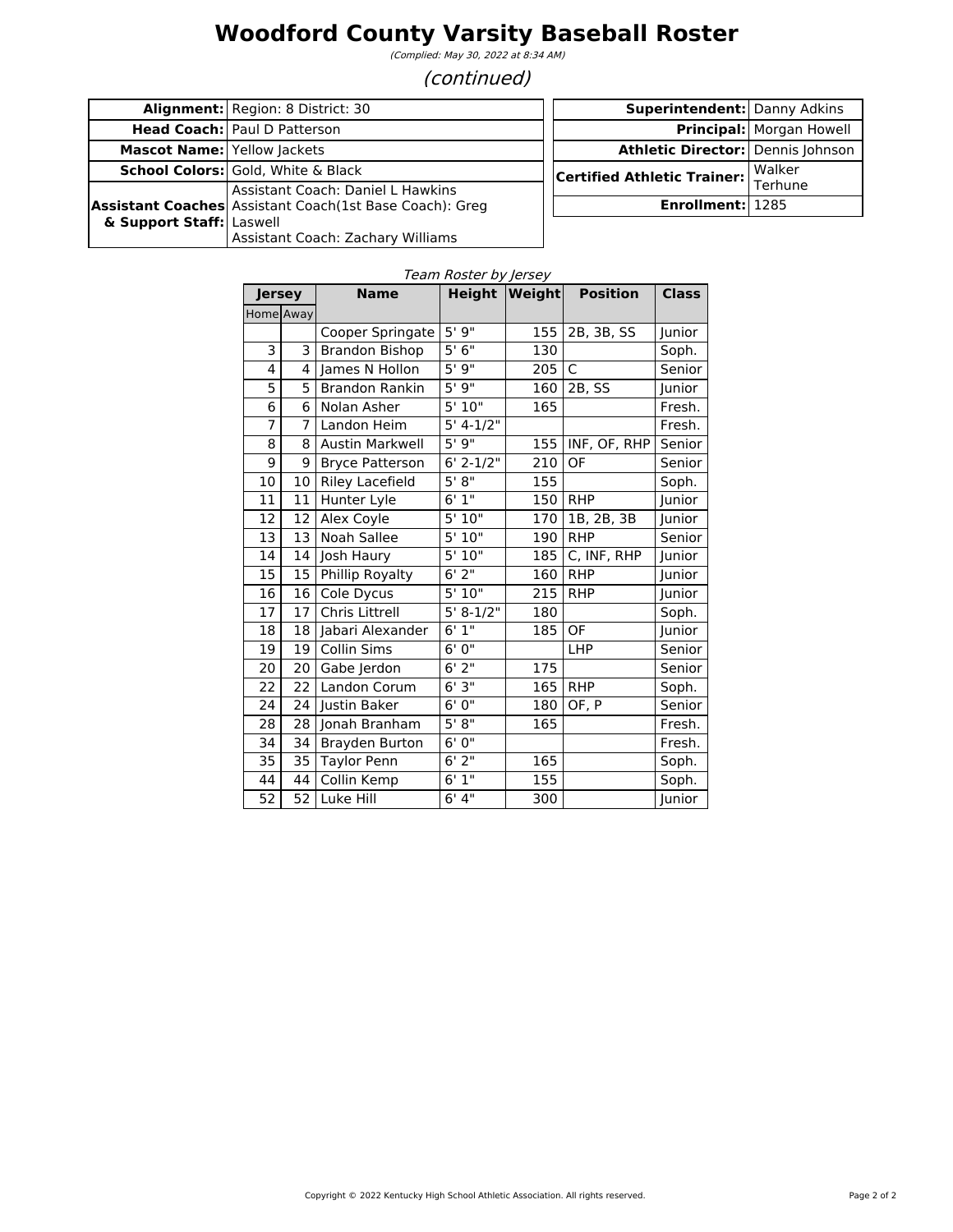# Woodford County Varsity Baseball Roster

*(Complied: May 30, 2022 at 8:34 AM)*

*(continued)*

| | |
|---|---|
| **Alignment:** | Region: 8 District: 30 |
| **Head Coach:** | Paul D Patterson |
| **Mascot Name:** | Yellow Jackets |
| **School Colors:** | Gold, White & Black |
| **Assistant Coaches & Support Staff:** | Assistant Coach: Daniel L Hawkins<br>Assistant Coach(1st Base Coach): Greg Laswell<br>Assistant Coach: Zachary Williams |

| | |
|---|---|
| **Superintendent:** | Danny Adkins |
| **Principal:** | Morgan Howell |
| **Athletic Director:** | Dennis Johnson |
| **Certified Athletic Trainer:** | Walker Terhune |
| **Enrollment:** | 1285 |

*Team Roster by Jersey*

| Jersey | | Name | Height | Weight | Position | Class |
|---|---|---|---|---|---|---|
| Home | Away | | | | | |
| | | Cooper Springate | 5' 9" | 155 | 2B, 3B, SS | Junior |
| 3 | 3 | Brandon Bishop | 5' 6" | 130 | | Soph. |
| 4 | 4 | James N Hollon | 5' 9" | 205 | C | Senior |
| 5 | 5 | Brandon Rankin | 5' 9" | 160 | 2B, SS | Junior |
| 6 | 6 | Nolan Asher | 5' 10" | 165 | | Fresh. |
| 7 | 7 | Landon Heim | 5' 4-1/2" | | | Fresh. |
| 8 | 8 | Austin Markwell | 5' 9" | 155 | INF, OF, RHP | Senior |
| 9 | 9 | Bryce Patterson | 6' 2-1/2" | 210 | OF | Senior |
| 10 | 10 | Riley Lacefield | 5' 8" | 155 | | Soph. |
| 11 | 11 | Hunter Lyle | 6' 1" | 150 | RHP | Junior |
| 12 | 12 | Alex Coyle | 5' 10" | 170 | 1B, 2B, 3B | Junior |
| 13 | 13 | Noah Sallee | 5' 10" | 190 | RHP | Senior |
| 14 | 14 | Josh Haury | 5' 10" | 185 | C, INF, RHP | Junior |
| 15 | 15 | Phillip Royalty | 6' 2" | 160 | RHP | Junior |
| 16 | 16 | Cole Dycus | 5' 10" | 215 | RHP | Junior |
| 17 | 17 | Chris Littrell | 5' 8-1/2" | 180 | | Soph. |
| 18 | 18 | Jabari Alexander | 6' 1" | 185 | OF | Junior |
| 19 | 19 | Collin Sims | 6' 0" | | LHP | Senior |
| 20 | 20 | Gabe Jerdon | 6' 2" | 175 | | Senior |
| 22 | 22 | Landon Corum | 6' 3" | 165 | RHP | Soph. |
| 24 | 24 | Justin Baker | 6' 0" | 180 | OF, P | Senior |
| 28 | 28 | Jonah Branham | 5' 8" | 165 | | Fresh. |
| 34 | 34 | Brayden Burton | 6' 0" | | | Fresh. |
| 35 | 35 | Taylor Penn | 6' 2" | 165 | | Soph. |
| 44 | 44 | Collin Kemp | 6' 1" | 155 | | Soph. |
| 52 | 52 | Luke Hill | 6' 4" | 300 | | Junior |

Copyright © 2022 Kentucky High School Athletic Association. All rights reserved.